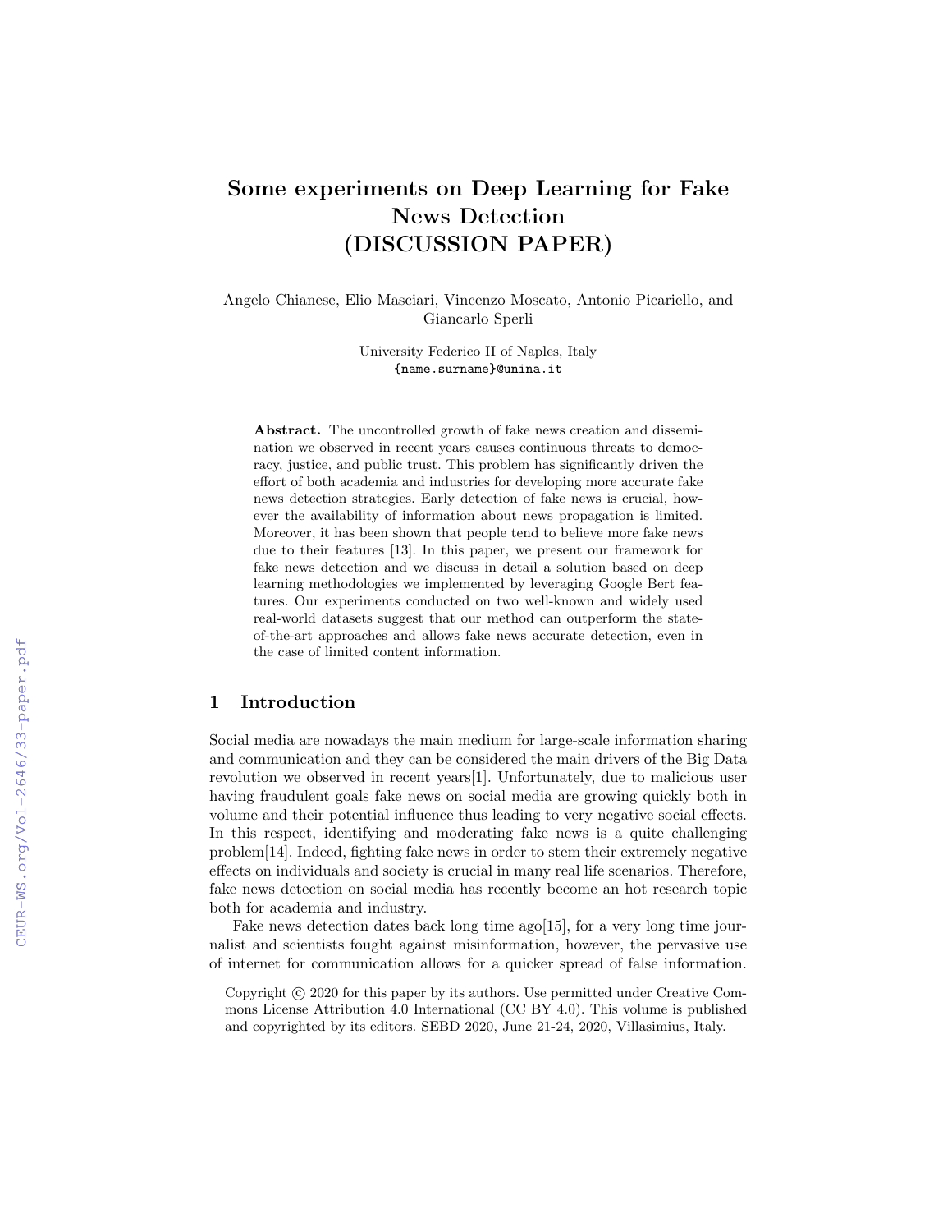# Some experiments on Deep Learning for Fake News Detection (DISCUSSION PAPER)

Angelo Chianese, Elio Masciari, Vincenzo Moscato, Antonio Picariello, and Giancarlo Sperli

University Federico II of Naples, Italy
{name.surname}@unina.it

**Abstract.** The uncontrolled growth of fake news creation and dissemination we observed in recent years causes continuous threats to democracy, justice, and public trust. This problem has significantly driven the effort of both academia and industries for developing more accurate fake news detection strategies. Early detection of fake news is crucial, however the availability of information about news propagation is limited. Moreover, it has been shown that people tend to believe more fake news due to their features [13]. In this paper, we present our framework for fake news detection and we discuss in detail a solution based on deep learning methodologies we implemented by leveraging Google Bert features. Our experiments conducted on two well-known and widely used real-world datasets suggest that our method can outperform the state-of-the-art approaches and allows fake news accurate detection, even in the case of limited content information.

## 1 Introduction

Social media are nowadays the main medium for large-scale information sharing and communication and they can be considered the main drivers of the Big Data revolution we observed in recent years[1]. Unfortunately, due to malicious user having fraudulent goals fake news on social media are growing quickly both in volume and their potential influence thus leading to very negative social effects. In this respect, identifying and moderating fake news is a quite challenging problem[14]. Indeed, fighting fake news in order to stem their extremely negative effects on individuals and society is crucial in many real life scenarios. Therefore, fake news detection on social media has recently become an hot research topic both for academia and industry.

Fake news detection dates back long time ago[15], for a very long time journalist and scientists fought against misinformation, however, the pervasive use of internet for communication allows for a quicker spread of false information.

Copyright © 2020 for this paper by its authors. Use permitted under Creative Commons License Attribution 4.0 International (CC BY 4.0). This volume is published and copyrighted by its editors. SEBD 2020, June 21-24, 2020, Villasimius, Italy.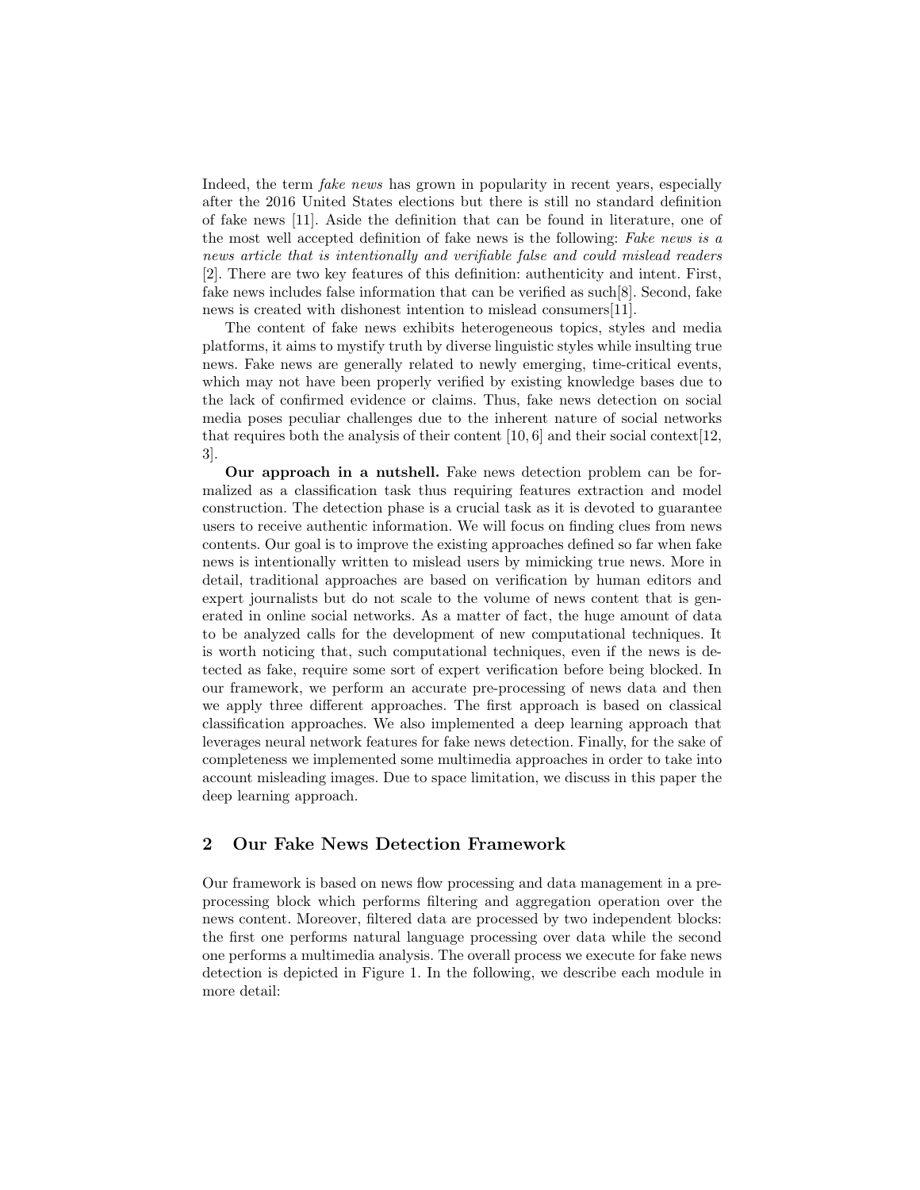Indeed, the term *fake news* has grown in popularity in recent years, especially after the 2016 United States elections but there is still no standard definition of fake news [11]. Aside the definition that can be found in literature, one of the most well accepted definition of fake news is the following: *Fake news is a news article that is intentionally and verifiable false and could mislead readers* [2]. There are two key features of this definition: authenticity and intent. First, fake news includes false information that can be verified as such[8]. Second, fake news is created with dishonest intention to mislead consumers[11].

The content of fake news exhibits heterogeneous topics, styles and media platforms, it aims to mystify truth by diverse linguistic styles while insulting true news. Fake news are generally related to newly emerging, time-critical events, which may not have been properly verified by existing knowledge bases due to the lack of confirmed evidence or claims. Thus, fake news detection on social media poses peculiar challenges due to the inherent nature of social networks that requires both the analysis of their content [10, 6] and their social context[12, 3].

**Our approach in a nutshell.** Fake news detection problem can be formalized as a classification task thus requiring features extraction and model construction. The detection phase is a crucial task as it is devoted to guarantee users to receive authentic information. We will focus on finding clues from news contents. Our goal is to improve the existing approaches defined so far when fake news is intentionally written to mislead users by mimicking true news. More in detail, traditional approaches are based on verification by human editors and expert journalists but do not scale to the volume of news content that is generated in online social networks. As a matter of fact, the huge amount of data to be analyzed calls for the development of new computational techniques. It is worth noticing that, such computational techniques, even if the news is detected as fake, require some sort of expert verification before being blocked. In our framework, we perform an accurate pre-processing of news data and then we apply three different approaches. The first approach is based on classical classification approaches. We also implemented a deep learning approach that leverages neural network features for fake news detection. Finally, for the sake of completeness we implemented some multimedia approaches in order to take into account misleading images. Due to space limitation, we discuss in this paper the deep learning approach.

## 2 Our Fake News Detection Framework

Our framework is based on news flow processing and data management in a pre-processing block which performs filtering and aggregation operation over the news content. Moreover, filtered data are processed by two independent blocks: the first one performs natural language processing over data while the second one performs a multimedia analysis. The overall process we execute for fake news detection is depicted in Figure 1. In the following, we describe each module in more detail: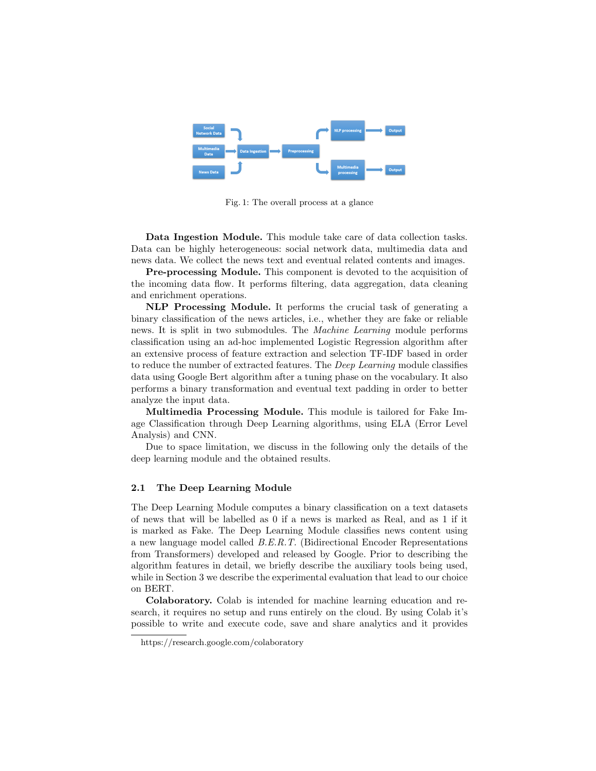Social Network Data

Multimedia Data

News Data

Data Ingestion

Preprocessing

NLP processing

Multimedia processing

Output

Output

Fig. 1: The overall process at a glance

**Data Ingestion Module.** This module take care of data collection tasks. Data can be highly heterogeneous: social network data, multimedia data and news data. We collect the news text and eventual related contents and images.

**Pre-processing Module.** This component is devoted to the acquisition of the incoming data flow. It performs filtering, data aggregation, data cleaning and enrichment operations.

**NLP Processing Module.** It performs the crucial task of generating a binary classification of the news articles, i.e., whether they are fake or reliable news. It is split in two submodules. The *Machine Learning* module performs classification using an ad-hoc implemented Logistic Regression algorithm after an extensive process of feature extraction and selection TF-IDF based in order to reduce the number of extracted features. The *Deep Learning* module classifies data using Google Bert algorithm after a tuning phase on the vocabulary. It also performs a binary transformation and eventual text padding in order to better analyze the input data.

**Multimedia Processing Module.** This module is tailored for Fake Image Classification through Deep Learning algorithms, using ELA (Error Level Analysis) and CNN.

Due to space limitation, we discuss in the following only the details of the deep learning module and the obtained results.

### 2.1 The Deep Learning Module

The Deep Learning Module computes a binary classification on a text datasets of news that will be labelled as 0 if a news is marked as Real, and as 1 if it is marked as Fake. The Deep Learning Module classifies news content using a new language model called *B.E.R.T.* (Bidirectional Encoder Representations from Transformers) developed and released by Google. Prior to describing the algorithm features in detail, we briefly describe the auxiliary tools being used, while in Section 3 we describe the experimental evaluation that lead to our choice on BERT.

**Colaboratory.** Colab is intended for machine learning education and research, it requires no setup and runs entirely on the cloud. By using Colab it's possible to write and execute code, save and share analytics and it provides

https://research.google.com/colaboratory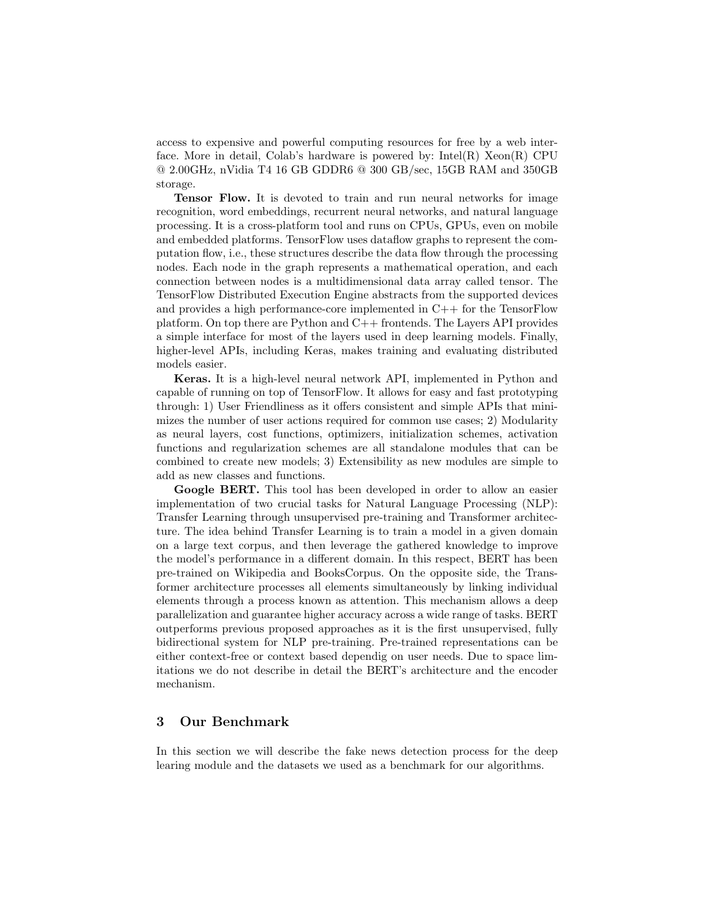access to expensive and powerful computing resources for free by a web interface. More in detail, Colab's hardware is powered by: Intel(R) Xeon(R) CPU @ 2.00GHz, nVidia T4 16 GB GDDR6 @ 300 GB/sec, 15GB RAM and 350GB storage.

**Tensor Flow.** It is devoted to train and run neural networks for image recognition, word embeddings, recurrent neural networks, and natural language processing. It is a cross-platform tool and runs on CPUs, GPUs, even on mobile and embedded platforms. TensorFlow uses dataflow graphs to represent the computation flow, i.e., these structures describe the data flow through the processing nodes. Each node in the graph represents a mathematical operation, and each connection between nodes is a multidimensional data array called tensor. The TensorFlow Distributed Execution Engine abstracts from the supported devices and provides a high performance-core implemented in C++ for the TensorFlow platform. On top there are Python and C++ frontends. The Layers API provides a simple interface for most of the layers used in deep learning models. Finally, higher-level APIs, including Keras, makes training and evaluating distributed models easier.

**Keras.** It is a high-level neural network API, implemented in Python and capable of running on top of TensorFlow. It allows for easy and fast prototyping through: 1) User Friendliness as it offers consistent and simple APIs that minimizes the number of user actions required for common use cases; 2) Modularity as neural layers, cost functions, optimizers, initialization schemes, activation functions and regularization schemes are all standalone modules that can be combined to create new models; 3) Extensibility as new modules are simple to add as new classes and functions.

**Google BERT.** This tool has been developed in order to allow an easier implementation of two crucial tasks for Natural Language Processing (NLP): Transfer Learning through unsupervised pre-training and Transformer architecture. The idea behind Transfer Learning is to train a model in a given domain on a large text corpus, and then leverage the gathered knowledge to improve the model's performance in a different domain. In this respect, BERT has been pre-trained on Wikipedia and BooksCorpus. On the opposite side, the Transformer architecture processes all elements simultaneously by linking individual elements through a process known as attention. This mechanism allows a deep parallelization and guarantee higher accuracy across a wide range of tasks. BERT outperforms previous proposed approaches as it is the first unsupervised, fully bidirectional system for NLP pre-training. Pre-trained representations can be either context-free or context based dependig on user needs. Due to space limitations we do not describe in detail the BERT's architecture and the encoder mechanism.

## 3 Our Benchmark

In this section we will describe the fake news detection process for the deep learing module and the datasets we used as a benchmark for our algorithms.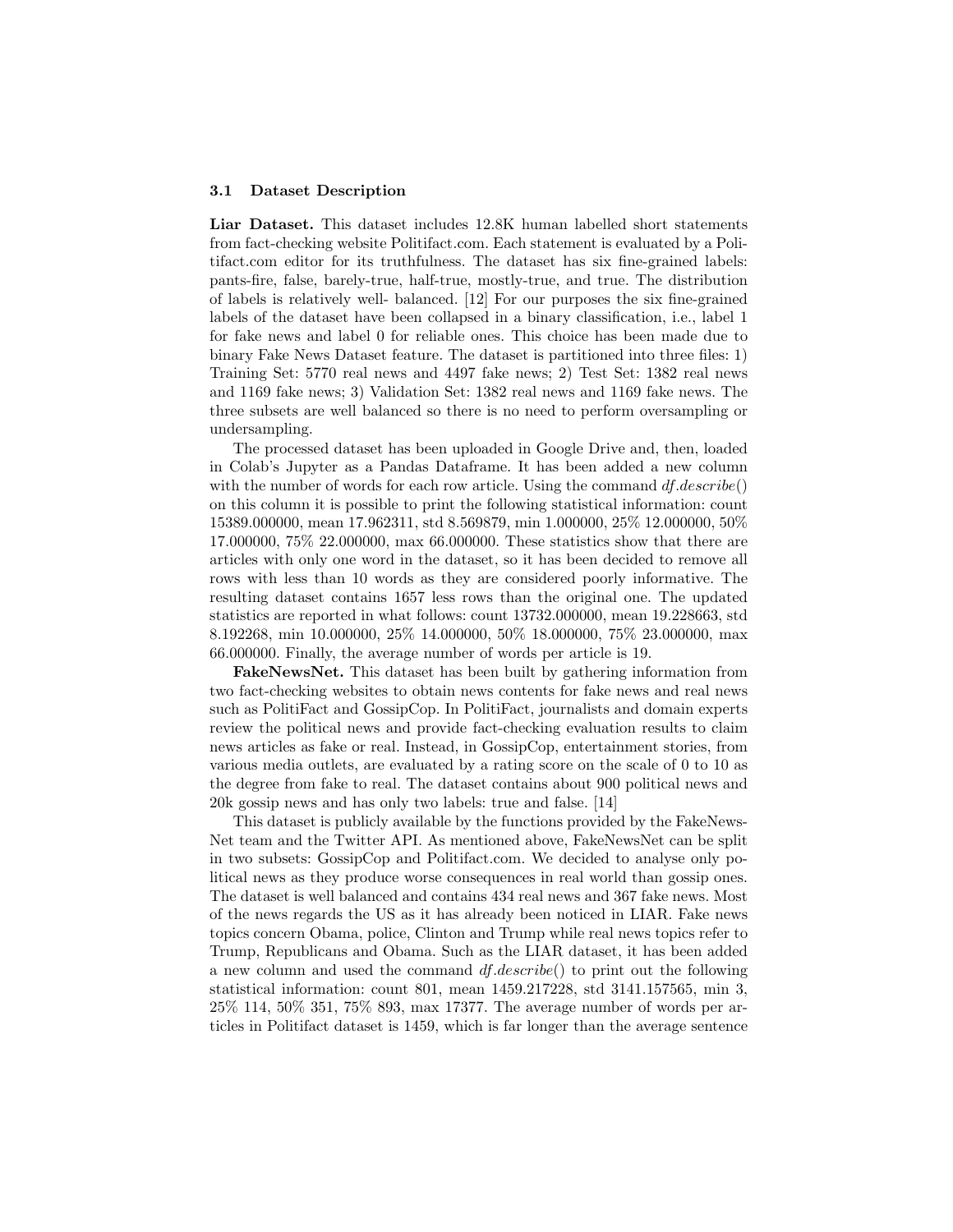### 3.1 Dataset Description

**Liar Dataset.** This dataset includes 12.8K human labelled short statements from fact-checking website Politifact.com. Each statement is evaluated by a Politifact.com editor for its truthfulness. The dataset has six fine-grained labels: pants-fire, false, barely-true, half-true, mostly-true, and true. The distribution of labels is relatively well- balanced. [12] For our purposes the six fine-grained labels of the dataset have been collapsed in a binary classification, i.e., label 1 for fake news and label 0 for reliable ones. This choice has been made due to binary Fake News Dataset feature. The dataset is partitioned into three files: 1) Training Set: 5770 real news and 4497 fake news; 2) Test Set: 1382 real news and 1169 fake news; 3) Validation Set: 1382 real news and 1169 fake news. The three subsets are well balanced so there is no need to perform oversampling or undersampling.

The processed dataset has been uploaded in Google Drive and, then, loaded in Colab's Jupyter as a Pandas Dataframe. It has been added a new column with the number of words for each row article. Using the command *df.describe*() on this column it is possible to print the following statistical information: count 15389.000000, mean 17.962311, std 8.569879, min 1.000000, 25% 12.000000, 50% 17.000000, 75% 22.000000, max 66.000000. These statistics show that there are articles with only one word in the dataset, so it has been decided to remove all rows with less than 10 words as they are considered poorly informative. The resulting dataset contains 1657 less rows than the original one. The updated statistics are reported in what follows: count 13732.000000, mean 19.228663, std 8.192268, min 10.000000, 25% 14.000000, 50% 18.000000, 75% 23.000000, max 66.000000. Finally, the average number of words per article is 19.

**FakeNewsNet.** This dataset has been built by gathering information from two fact-checking websites to obtain news contents for fake news and real news such as PolitiFact and GossipCop. In PolitiFact, journalists and domain experts review the political news and provide fact-checking evaluation results to claim news articles as fake or real. Instead, in GossipCop, entertainment stories, from various media outlets, are evaluated by a rating score on the scale of 0 to 10 as the degree from fake to real. The dataset contains about 900 political news and 20k gossip news and has only two labels: true and false. [14]

This dataset is publicly available by the functions provided by the FakeNewsNet team and the Twitter API. As mentioned above, FakeNewsNet can be split in two subsets: GossipCop and Politifact.com. We decided to analyse only political news as they produce worse consequences in real world than gossip ones. The dataset is well balanced and contains 434 real news and 367 fake news. Most of the news regards the US as it has already been noticed in LIAR. Fake news topics concern Obama, police, Clinton and Trump while real news topics refer to Trump, Republicans and Obama. Such as the LIAR dataset, it has been added a new column and used the command *df.describe*() to print out the following statistical information: count 801, mean 1459.217228, std 3141.157565, min 3, 25% 114, 50% 351, 75% 893, max 17377. The average number of words per articles in Politifact dataset is 1459, which is far longer than the average sentence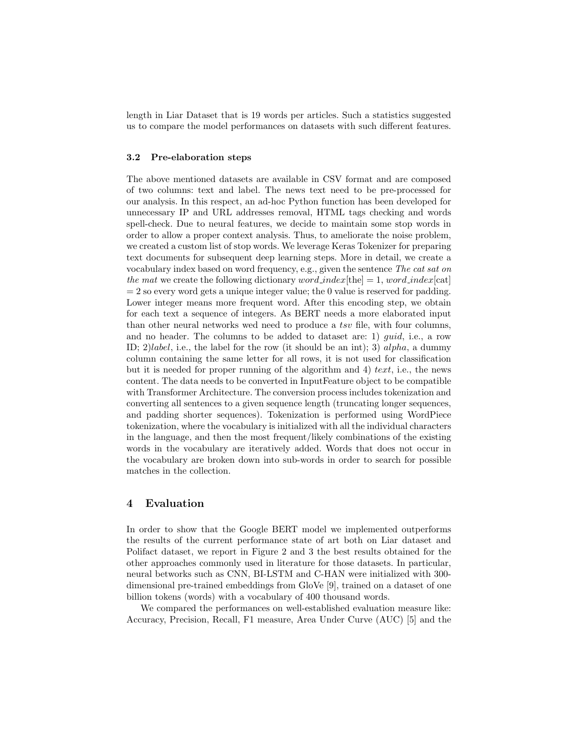length in Liar Dataset that is 19 words per articles. Such a statistics suggested us to compare the model performances on datasets with such different features.

### 3.2 Pre-elaboration steps

The above mentioned datasets are available in CSV format and are composed of two columns: text and label. The news text need to be pre-processed for our analysis. In this respect, an ad-hoc Python function has been developed for unnecessary IP and URL addresses removal, HTML tags checking and words spell-check. Due to neural features, we decide to maintain some stop words in order to allow a proper context analysis. Thus, to ameliorate the noise problem, we created a custom list of stop words. We leverage Keras Tokenizer for preparing text documents for subsequent deep learning steps. More in detail, we create a vocabulary index based on word frequency, e.g., given the sentence *The cat sat on the mat* we create the following dictionary *word_index*[the] = 1, *word_index*[cat] = 2 so every word gets a unique integer value; the 0 value is reserved for padding. Lower integer means more frequent word. After this encoding step, we obtain for each text a sequence of integers. As BERT needs a more elaborated input than other neural networks wed need to produce a *tsv* file, with four columns, and no header. The columns to be added to dataset are: 1) *guid*, i.e., a row ID; 2)*label*, i.e., the label for the row (it should be an int); 3) *alpha*, a dummy column containing the same letter for all rows, it is not used for classification but it is needed for proper running of the algorithm and 4) *text*, i.e., the news content. The data needs to be converted in InputFeature object to be compatible with Transformer Architecture. The conversion process includes tokenization and converting all sentences to a given sequence length (truncating longer sequences, and padding shorter sequences). Tokenization is performed using WordPiece tokenization, where the vocabulary is initialized with all the individual characters in the language, and then the most frequent/likely combinations of the existing words in the vocabulary are iteratively added. Words that does not occur in the vocabulary are broken down into sub-words in order to search for possible matches in the collection.

## 4 Evaluation

In order to show that the Google BERT model we implemented outperforms the results of the current performance state of art both on Liar dataset and Polifact dataset, we report in Figure 2 and 3 the best results obtained for the other approaches commonly used in literature for those datasets. In particular, neural betworks such as CNN, BI-LSTM and C-HAN were initialized with 300-dimensional pre-trained embeddings from GloVe [9], trained on a dataset of one billion tokens (words) with a vocabulary of 400 thousand words.

We compared the performances on well-established evaluation measure like: Accuracy, Precision, Recall, F1 measure, Area Under Curve (AUC) [5] and the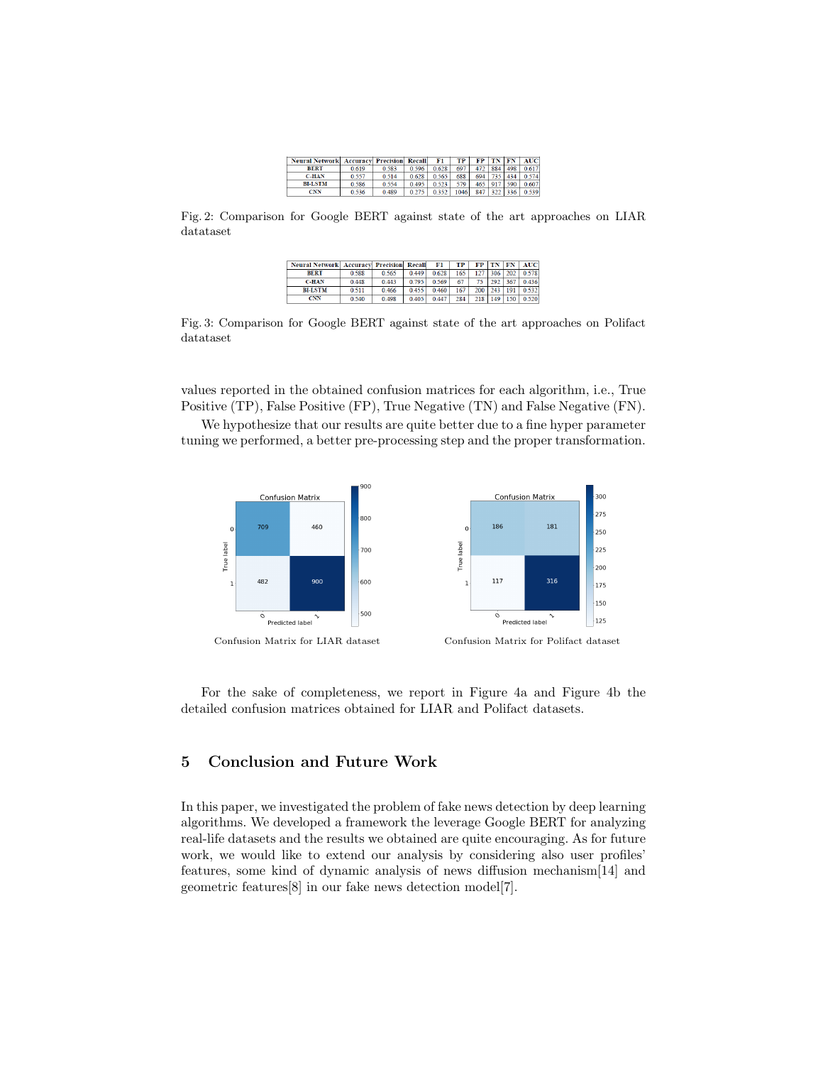| Neural Network | Accuracy | Precision | Recall | F1 | TP | FP | TN | FN | AUC |
|---|---|---|---|---|---|---|---|---|---|
| BERT | 0.619 | 0.583 | 0.596 | 0.628 | 697 | 472 | 884 | 498 | 0.617 |
| C-HAN | 0.557 | 0.514 | 0.628 | 0.565 | 688 | 694 | 735 | 434 | 0.574 |
| BI-LSTM | 0.586 | 0.554 | 0.495 | 0.523 | 579 | 465 | 917 | 590 | 0.607 |
| CNN | 0.536 | 0.489 | 0.275 | 0.352 | 1046 | 847 | 322 | 336 | 0.539 |

Fig. 2: Comparison for Google BERT against state of the art approaches on LIAR datataset

| Neural Network | Accuracy | Precision | Recall | F1 | TP | FP | TN | FN | AUC |
|---|---|---|---|---|---|---|---|---|---|
| BERT | 0.588 | 0.565 | 0.449 | 0.628 | 165 | 127 | 306 | 202 | 0.578 |
| C-HAN | 0.448 | 0.443 | 0.795 | 0.569 | 67 | 73 | 292 | 367 | 0.436 |
| BI-LSTM | 0.511 | 0.466 | 0.455 | 0.460 | 167 | 200 | 243 | 191 | 0.532 |
| CNN | 0.540 | 0.498 | 0.405 | 0.447 | 284 | 218 | 149 | 150 | 0.520 |

Fig. 3: Comparison for Google BERT against state of the art approaches on Polifact datataset

values reported in the obtained confusion matrices for each algorithm, i.e., True Positive (TP), False Positive (FP), True Negative (TN) and False Negative (FN).

We hypothesize that our results are quite better due to a fine hyper parameter tuning we performed, a better pre-processing step and the proper transformation.

**Confusion Matrix** (LIAR)

| True label \ Predicted label | 0 | 1 |
|---|---|---|
| 0 | 709 | 460 |
| 1 | 482 | 900 |

Confusion Matrix for LIAR dataset

**Confusion Matrix** (Polifact)

| True label \ Predicted label | 0 | 1 |
|---|---|---|
| 0 | 186 | 181 |
| 1 | 117 | 316 |

Confusion Matrix for Polifact dataset

For the sake of completeness, we report in Figure 4a and Figure 4b the detailed confusion matrices obtained for LIAR and Polifact datasets.

## 5 Conclusion and Future Work

In this paper, we investigated the problem of fake news detection by deep learning algorithms. We developed a framework the leverage Google BERT for analyzing real-life datasets and the results we obtained are quite encouraging. As for future work, we would like to extend our analysis by considering also user profiles' features, some kind of dynamic analysis of news diffusion mechanism[14] and geometric features[8] in our fake news detection model[7].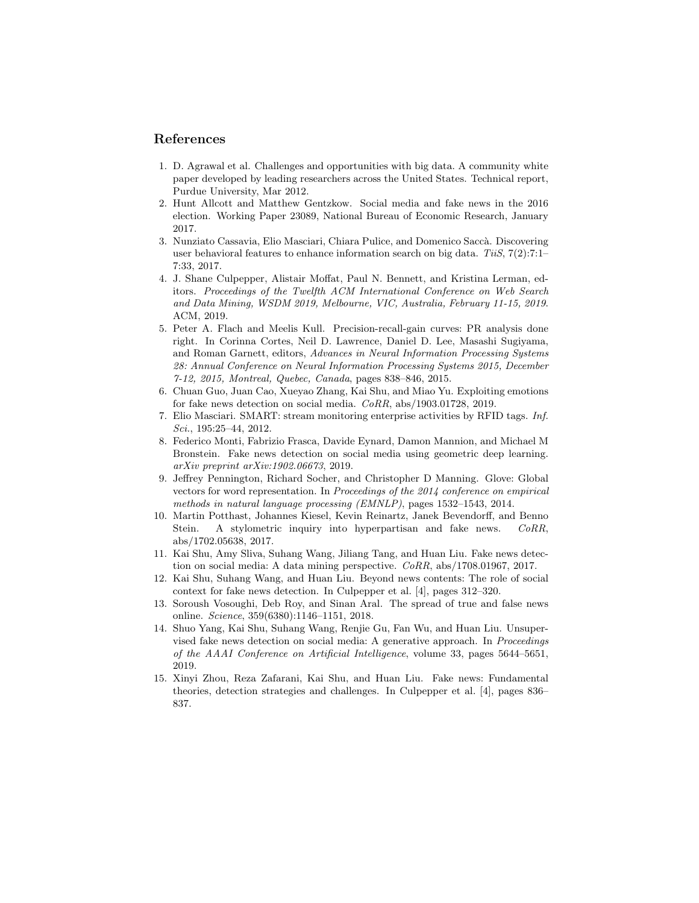## References

1. D. Agrawal et al. Challenges and opportunities with big data. A community white paper developed by leading researchers across the United States. Technical report, Purdue University, Mar 2012.
2. Hunt Allcott and Matthew Gentzkow. Social media and fake news in the 2016 election. Working Paper 23089, National Bureau of Economic Research, January 2017.
3. Nunziato Cassavia, Elio Masciari, Chiara Pulice, and Domenico Saccà. Discovering user behavioral features to enhance information search on big data. *TiiS*, 7(2):7:1–7:33, 2017.
4. J. Shane Culpepper, Alistair Moffat, Paul N. Bennett, and Kristina Lerman, editors. *Proceedings of the Twelfth ACM International Conference on Web Search and Data Mining, WSDM 2019, Melbourne, VIC, Australia, February 11-15, 2019*. ACM, 2019.
5. Peter A. Flach and Meelis Kull. Precision-recall-gain curves: PR analysis done right. In Corinna Cortes, Neil D. Lawrence, Daniel D. Lee, Masashi Sugiyama, and Roman Garnett, editors, *Advances in Neural Information Processing Systems 28: Annual Conference on Neural Information Processing Systems 2015, December 7-12, 2015, Montreal, Quebec, Canada*, pages 838–846, 2015.
6. Chuan Guo, Juan Cao, Xueyao Zhang, Kai Shu, and Miao Yu. Exploiting emotions for fake news detection on social media. *CoRR*, abs/1903.01728, 2019.
7. Elio Masciari. SMART: stream monitoring enterprise activities by RFID tags. *Inf. Sci.*, 195:25–44, 2012.
8. Federico Monti, Fabrizio Frasca, Davide Eynard, Damon Mannion, and Michael M Bronstein. Fake news detection on social media using geometric deep learning. *arXiv preprint arXiv:1902.06673*, 2019.
9. Jeffrey Pennington, Richard Socher, and Christopher D Manning. Glove: Global vectors for word representation. In *Proceedings of the 2014 conference on empirical methods in natural language processing (EMNLP)*, pages 1532–1543, 2014.
10. Martin Potthast, Johannes Kiesel, Kevin Reinartz, Janek Bevendorff, and Benno Stein. A stylometric inquiry into hyperpartisan and fake news. *CoRR*, abs/1702.05638, 2017.
11. Kai Shu, Amy Sliva, Suhang Wang, Jiliang Tang, and Huan Liu. Fake news detection on social media: A data mining perspective. *CoRR*, abs/1708.01967, 2017.
12. Kai Shu, Suhang Wang, and Huan Liu. Beyond news contents: The role of social context for fake news detection. In Culpepper et al. [4], pages 312–320.
13. Soroush Vosoughi, Deb Roy, and Sinan Aral. The spread of true and false news online. *Science*, 359(6380):1146–1151, 2018.
14. Shuo Yang, Kai Shu, Suhang Wang, Renjie Gu, Fan Wu, and Huan Liu. Unsupervised fake news detection on social media: A generative approach. In *Proceedings of the AAAI Conference on Artificial Intelligence*, volume 33, pages 5644–5651, 2019.
15. Xinyi Zhou, Reza Zafarani, Kai Shu, and Huan Liu. Fake news: Fundamental theories, detection strategies and challenges. In Culpepper et al. [4], pages 836–837.